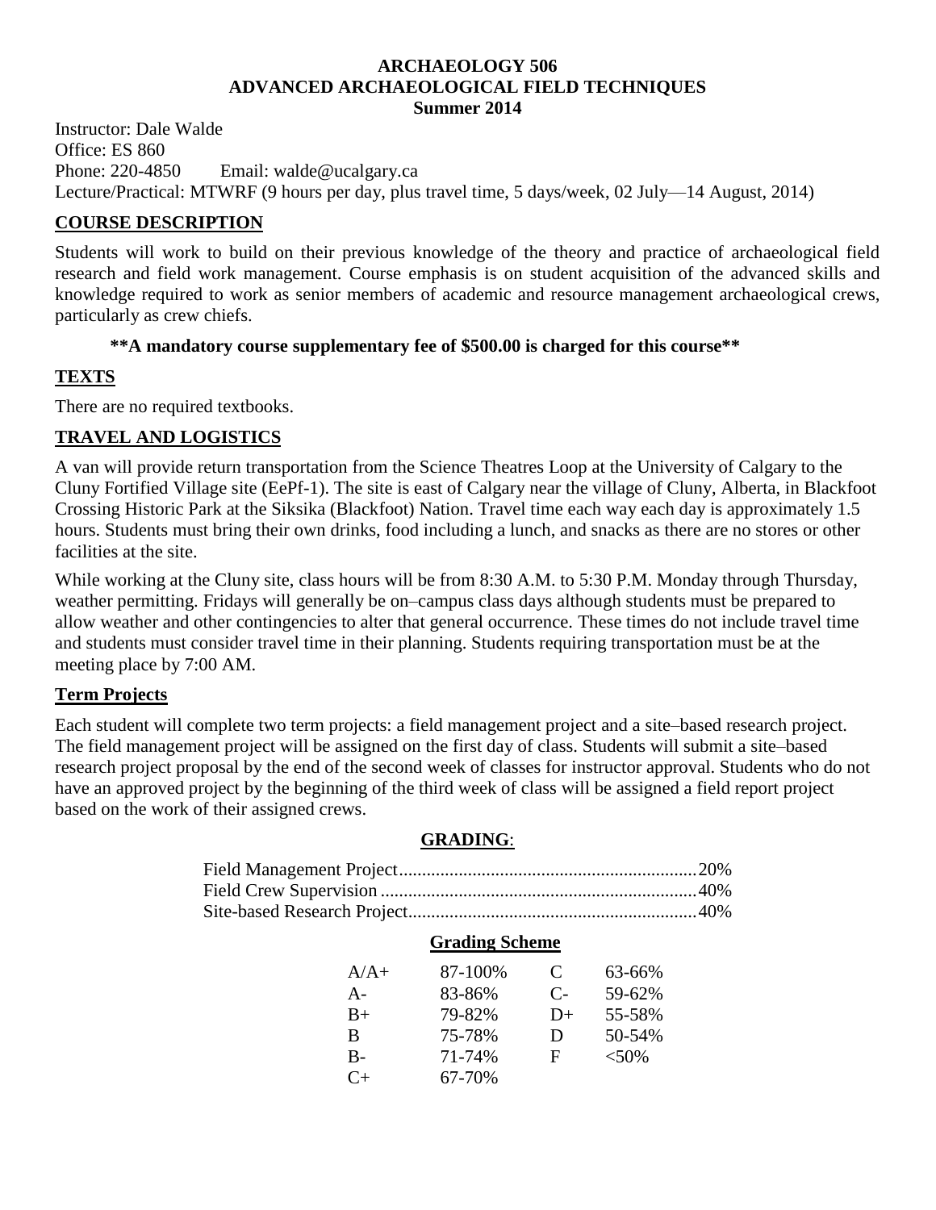# ARCHAEOLOGY 506
# ADVANCED ARCHAEOLOGICAL FIELD TECHNIQUES
## Summer 2014

Instructor: Dale Walde  
Office: ES 860  
Phone: 220-4850 Email: walde@ucalgary.ca  
Lecture/Practical: MTWRF (9 hours per day, plus travel time, 5 days/week, 02 July—14 August, 2014)

## COURSE DESCRIPTION

Students will work to build on their previous knowledge of the theory and practice of archaeological field research and field work management. Course emphasis is on student acquisition of the advanced skills and knowledge required to work as senior members of academic and resource management archaeological crews, particularly as crew chiefs.

**\*\*A mandatory course supplementary fee of $500.00 is charged for this course\*\***

## TEXTS

There are no required textbooks.

## TRAVEL AND LOGISTICS

A van will provide return transportation from the Science Theatres Loop at the University of Calgary to the Cluny Fortified Village site (EePf-1). The site is east of Calgary near the village of Cluny, Alberta, in Blackfoot Crossing Historic Park at the Siksika (Blackfoot) Nation. Travel time each way each day is approximately 1.5 hours. Students must bring their own drinks, food including a lunch, and snacks as there are no stores or other facilities at the site.

While working at the Cluny site, class hours will be from 8:30 A.M. to 5:30 P.M. Monday through Thursday, weather permitting. Fridays will generally be on–campus class days although students must be prepared to allow weather and other contingencies to alter that general occurrence. These times do not include travel time and students must consider travel time in their planning. Students requiring transportation must be at the meeting place by 7:00 AM.

## Term Projects

Each student will complete two term projects: a field management project and a site–based research project. The field management project will be assigned on the first day of class. Students will submit a site–based research project proposal by the end of the second week of classes for instructor approval. Students who do not have an approved project by the beginning of the third week of class will be assigned a field report project based on the work of their assigned crews.

### GRADING:

| | |
|---|---|
| Field Management Project | 20% |
| Field Crew Supervision | 40% |
| Site-based Research Project | 40% |

### Grading Scheme

| | | | |
|---|---|---|---|
| A/A+ | 87-100% | C | 63-66% |
| A- | 83-86% | C- | 59-62% |
| B+ | 79-82% | D+ | 55-58% |
| B | 75-78% | D | 50-54% |
| B- | 71-74% | F | <50% |
| C+ | 67-70% | | |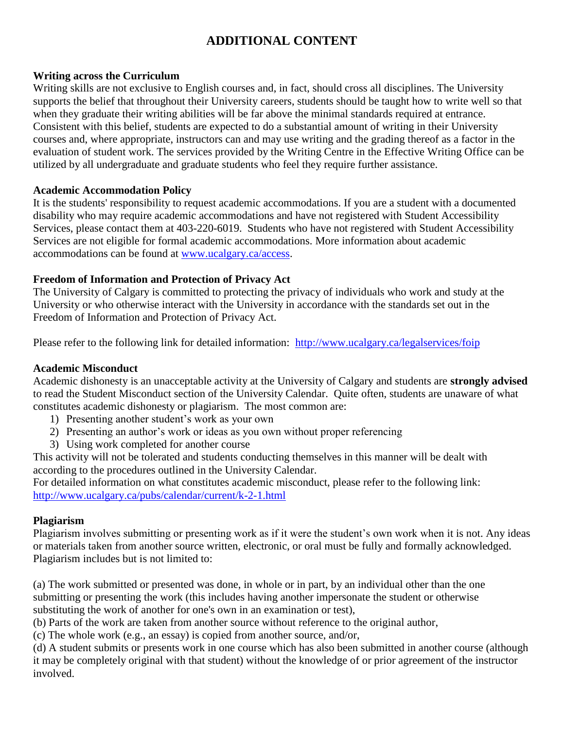# ADDITIONAL CONTENT

**Writing across the Curriculum**
Writing skills are not exclusive to English courses and, in fact, should cross all disciplines. The University supports the belief that throughout their University careers, students should be taught how to write well so that when they graduate their writing abilities will be far above the minimal standards required at entrance. Consistent with this belief, students are expected to do a substantial amount of writing in their University courses and, where appropriate, instructors can and may use writing and the grading thereof as a factor in the evaluation of student work. The services provided by the Writing Centre in the Effective Writing Office can be utilized by all undergraduate and graduate students who feel they require further assistance.

**Academic Accommodation Policy**
It is the students' responsibility to request academic accommodations. If you are a student with a documented disability who may require academic accommodations and have not registered with Student Accessibility Services, please contact them at 403-220-6019. Students who have not registered with Student Accessibility Services are not eligible for formal academic accommodations. More information about academic accommodations can be found at [www.ucalgary.ca/access](www.ucalgary.ca/access).

**Freedom of Information and Protection of Privacy Act**
The University of Calgary is committed to protecting the privacy of individuals who work and study at the University or who otherwise interact with the University in accordance with the standards set out in the Freedom of Information and Protection of Privacy Act.

Please refer to the following link for detailed information: <http://www.ucalgary.ca/legalservices/foip>

**Academic Misconduct**
Academic dishonesty is an unacceptable activity at the University of Calgary and students are **strongly advised** to read the Student Misconduct section of the University Calendar. Quite often, students are unaware of what constitutes academic dishonesty or plagiarism. The most common are:

1) Presenting another student's work as your own
2) Presenting an author's work or ideas as you own without proper referencing
3) Using work completed for another course

This activity will not be tolerated and students conducting themselves in this manner will be dealt with according to the procedures outlined in the University Calendar.
For detailed information on what constitutes academic misconduct, please refer to the following link:
<http://www.ucalgary.ca/pubs/calendar/current/k-2-1.html>

**Plagiarism**
Plagiarism involves submitting or presenting work as if it were the student's own work when it is not. Any ideas or materials taken from another source written, electronic, or oral must be fully and formally acknowledged. Plagiarism includes but is not limited to:

(a) The work submitted or presented was done, in whole or in part, by an individual other than the one submitting or presenting the work (this includes having another impersonate the student or otherwise substituting the work of another for one's own in an examination or test),
(b) Parts of the work are taken from another source without reference to the original author,
(c) The whole work (e.g., an essay) is copied from another source, and/or,
(d) A student submits or presents work in one course which has also been submitted in another course (although it may be completely original with that student) without the knowledge of or prior agreement of the instructor involved.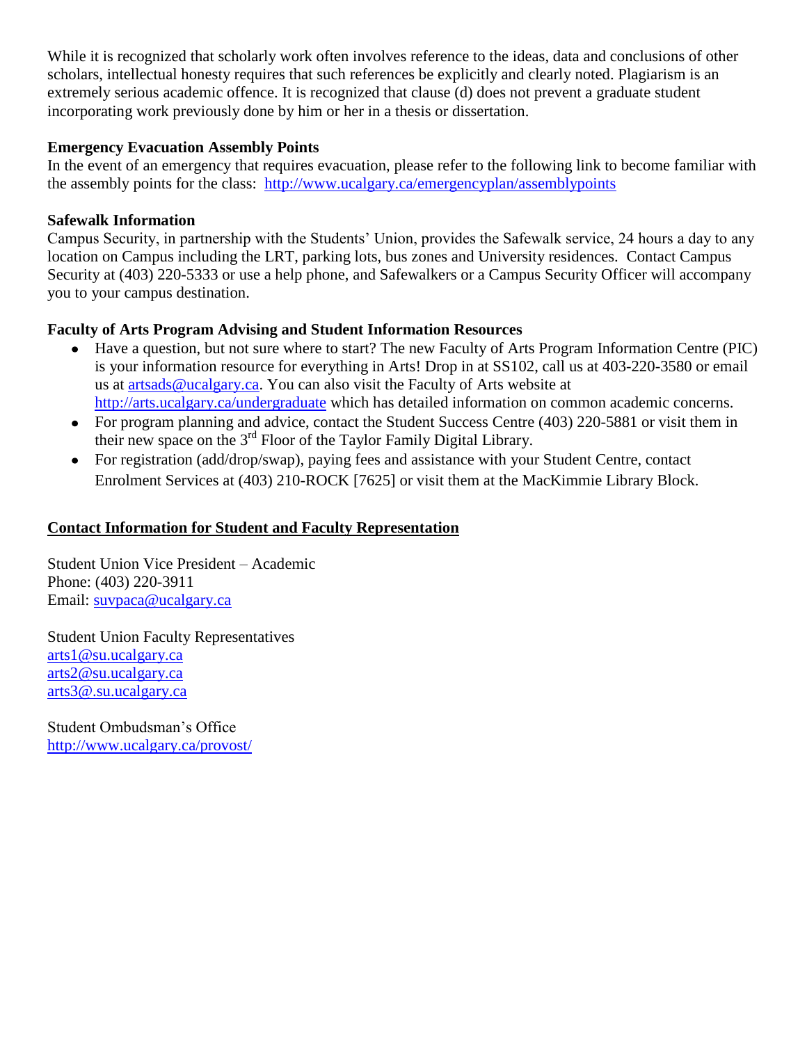While it is recognized that scholarly work often involves reference to the ideas, data and conclusions of other scholars, intellectual honesty requires that such references be explicitly and clearly noted. Plagiarism is an extremely serious academic offence. It is recognized that clause (d) does not prevent a graduate student incorporating work previously done by him or her in a thesis or dissertation.

**Emergency Evacuation Assembly Points**

In the event of an emergency that requires evacuation, please refer to the following link to become familiar with the assembly points for the class: http://www.ucalgary.ca/emergencyplan/assemblypoints

**Safewalk Information**

Campus Security, in partnership with the Students' Union, provides the Safewalk service, 24 hours a day to any location on Campus including the LRT, parking lots, bus zones and University residences. Contact Campus Security at (403) 220-5333 or use a help phone, and Safewalkers or a Campus Security Officer will accompany you to your campus destination.

**Faculty of Arts Program Advising and Student Information Resources**

- Have a question, but not sure where to start? The new Faculty of Arts Program Information Centre (PIC) is your information resource for everything in Arts! Drop in at SS102, call us at 403-220-3580 or email us at artsads@ucalgary.ca. You can also visit the Faculty of Arts website at http://arts.ucalgary.ca/undergraduate which has detailed information on common academic concerns.
- For program planning and advice, contact the Student Success Centre (403) 220-5881 or visit them in their new space on the 3rd Floor of the Taylor Family Digital Library.
- For registration (add/drop/swap), paying fees and assistance with your Student Centre, contact Enrolment Services at (403) 210-ROCK [7625] or visit them at the MacKimmie Library Block.

**Contact Information for Student and Faculty Representation**

Student Union Vice President – Academic
Phone: (403) 220-3911
Email: suvpaca@ucalgary.ca

Student Union Faculty Representatives
arts1@su.ucalgary.ca
arts2@su.ucalgary.ca
arts3@.su.ucalgary.ca

Student Ombudsman's Office
http://www.ucalgary.ca/provost/